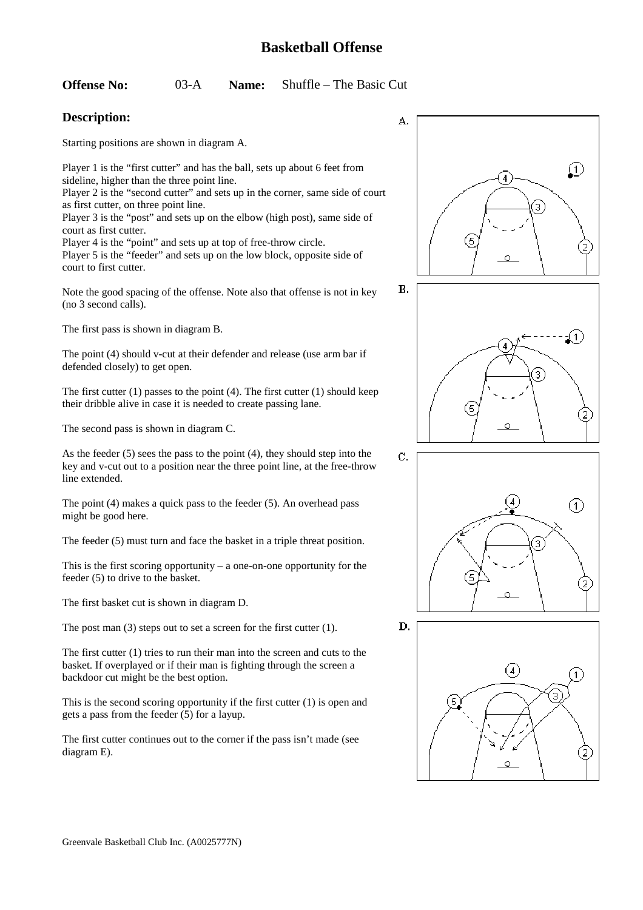# Basketball Offense

**Offense No:** 03-A **Name:** Shuffle – The Basic Cut

## Description:

Starting positions are shown in diagram A.

Player 1 is the "first cutter" and has the ball, sets up about 6 feet from sideline, higher than the three point line.
Player 2 is the "second cutter" and sets up in the corner, same side of court as first cutter, on three point line.
Player 3 is the "post" and sets up on the elbow (high post), same side of court as first cutter.
Player 4 is the "point" and sets up at top of free-throw circle.
Player 5 is the "feeder" and sets up on the low block, opposite side of court to first cutter.

Note the good spacing of the offense. Note also that offense is not in key (no 3 second calls).

The first pass is shown in diagram B.

The point (4) should v-cut at their defender and release (use arm bar if defended closely) to get open.

The first cutter (1) passes to the point (4). The first cutter (1) should keep their dribble alive in case it is needed to create passing lane.

The second pass is shown in diagram C.

As the feeder (5) sees the pass to the point (4), they should step into the key and v-cut out to a position near the three point line, at the free-throw line extended.

The point (4) makes a quick pass to the feeder (5). An overhead pass might be good here.

The feeder (5) must turn and face the basket in a triple threat position.

This is the first scoring opportunity – a one-on-one opportunity for the feeder (5) to drive to the basket.

The first basket cut is shown in diagram D.

The post man (3) steps out to set a screen for the first cutter (1).

The first cutter (1) tries to run their man into the screen and cuts to the basket. If overplayed or if their man is fighting through the screen a backdoor cut might be the best option.

This is the second scoring opportunity if the first cutter (1) is open and gets a pass from the feeder (5) for a layup.

The first cutter continues out to the corner if the pass isn't made (see diagram E).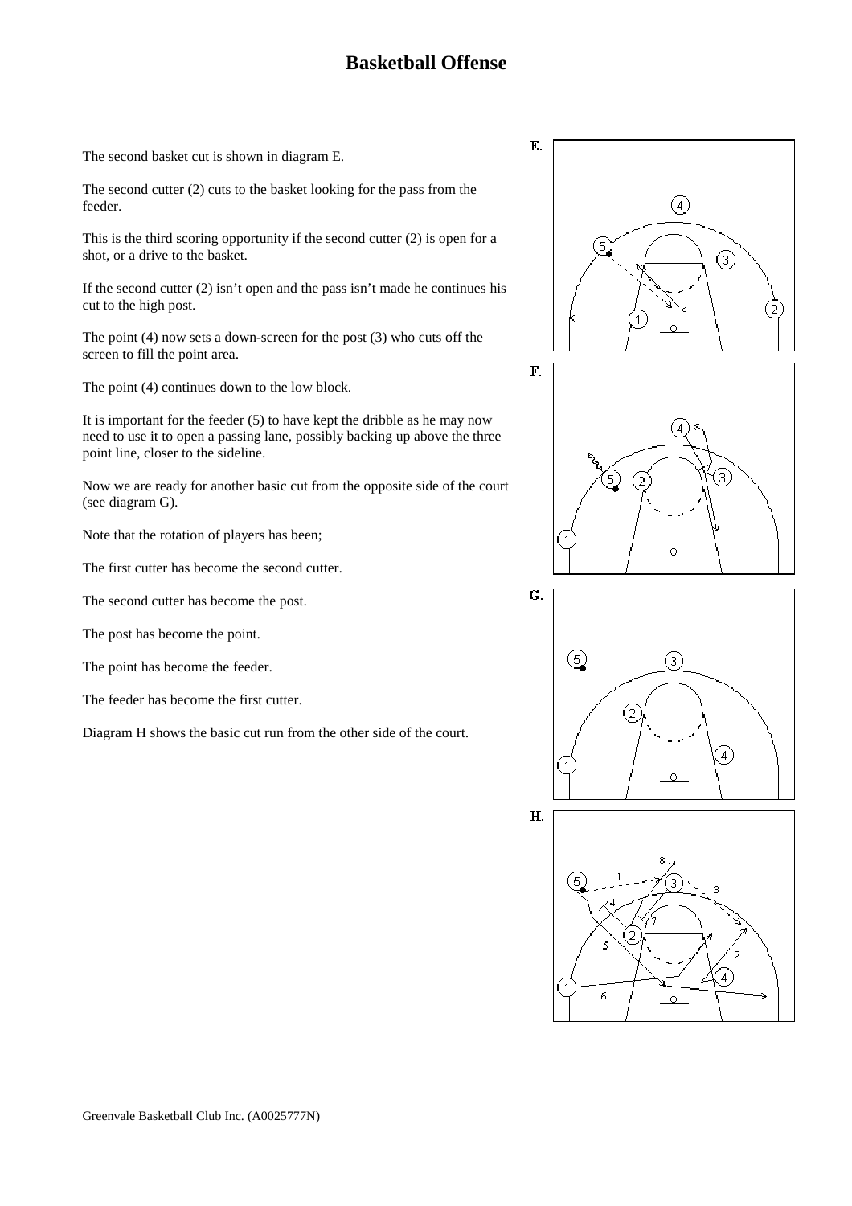# Basketball Offense

The second basket cut is shown in diagram E.

The second cutter (2) cuts to the basket looking for the pass from the feeder.

This is the third scoring opportunity if the second cutter (2) is open for a shot, or a drive to the basket.

If the second cutter (2) isn't open and the pass isn't made he continues his cut to the high post.

The point (4) now sets a down-screen for the post (3) who cuts off the screen to fill the point area.

The point (4) continues down to the low block.

It is important for the feeder (5) to have kept the dribble as he may now need to use it to open a passing lane, possibly backing up above the three point line, closer to the sideline.

Now we are ready for another basic cut from the opposite side of the court (see diagram G).

Note that the rotation of players has been;

The first cutter has become the second cutter.

The second cutter has become the post.

The post has become the point.

The point has become the feeder.

The feeder has become the first cutter.

Diagram H shows the basic cut run from the other side of the court.

E.

F.

G.

H.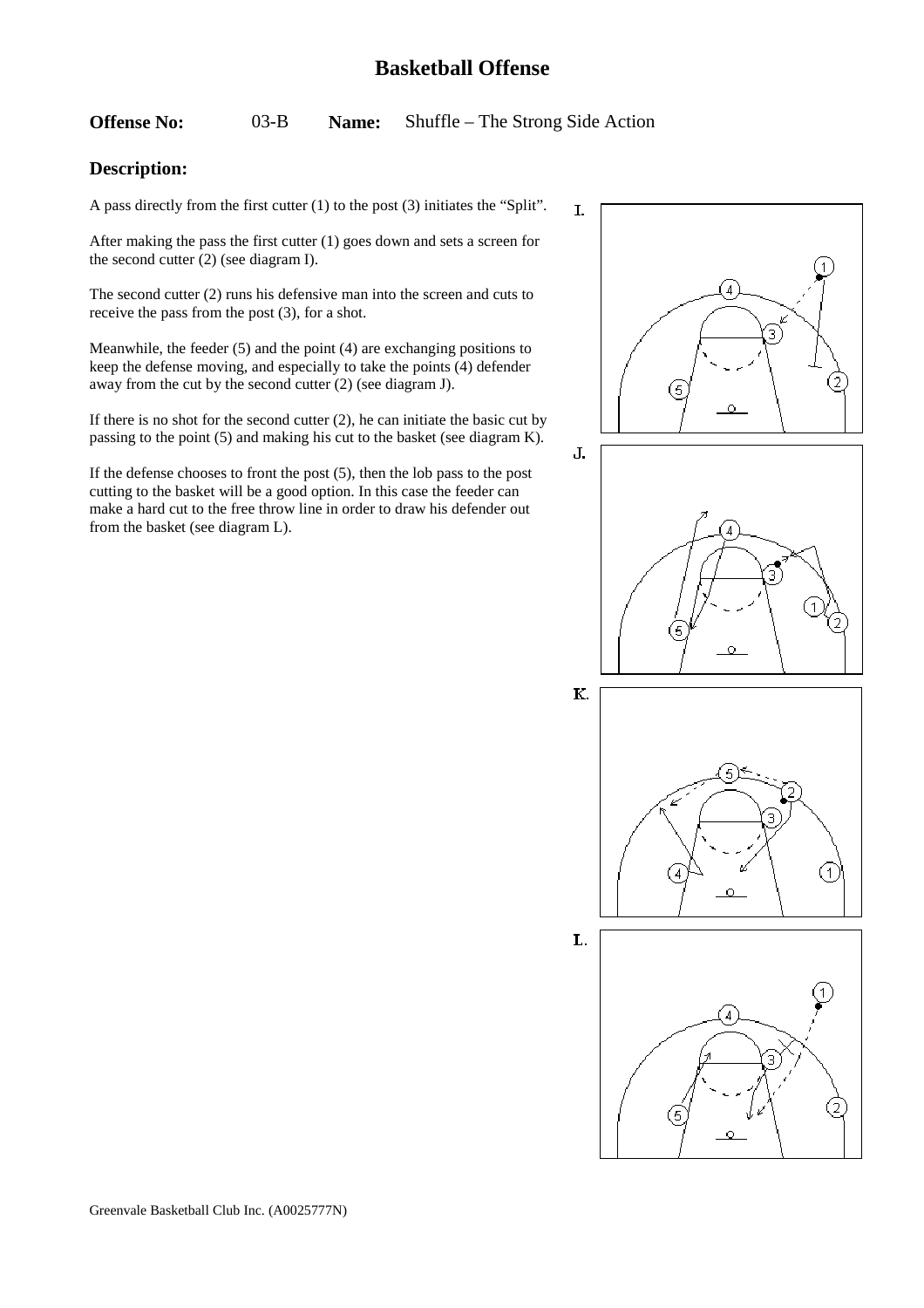# Basketball Offense

**Offense No:** 03-B **Name:** Shuffle – The Strong Side Action

## Description:

A pass directly from the first cutter (1) to the post (3) initiates the "Split".

After making the pass the first cutter (1) goes down and sets a screen for the second cutter (2) (see diagram I).

The second cutter (2) runs his defensive man into the screen and cuts to receive the pass from the post (3), for a shot.

Meanwhile, the feeder (5) and the point (4) are exchanging positions to keep the defense moving, and especially to take the points (4) defender away from the cut by the second cutter (2) (see diagram J).

If there is no shot for the second cutter (2), he can initiate the basic cut by passing to the point (5) and making his cut to the basket (see diagram K).

If the defense chooses to front the post (5), then the lob pass to the post cutting to the basket will be a good option. In this case the feeder can make a hard cut to the free throw line in order to draw his defender out from the basket (see diagram L).

I.

J.

K.

L.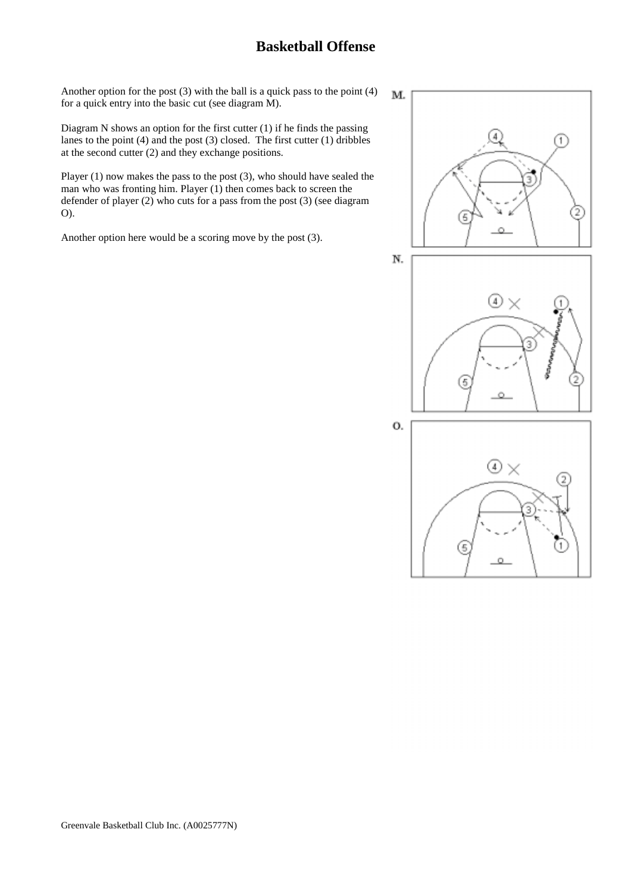# Basketball Offense

Another option for the post (3) with the ball is a quick pass to the point (4) for a quick entry into the basic cut (see diagram M).

Diagram N shows an option for the first cutter (1) if he finds the passing lanes to the point (4) and the post (3) closed. The first cutter (1) dribbles at the second cutter (2) and they exchange positions.

Player (1) now makes the pass to the post (3), who should have sealed the man who was fronting him. Player (1) then comes back to screen the defender of player (2) who cuts for a pass from the post (3) (see diagram O).

Another option here would be a scoring move by the post (3).

M.

N.

O.